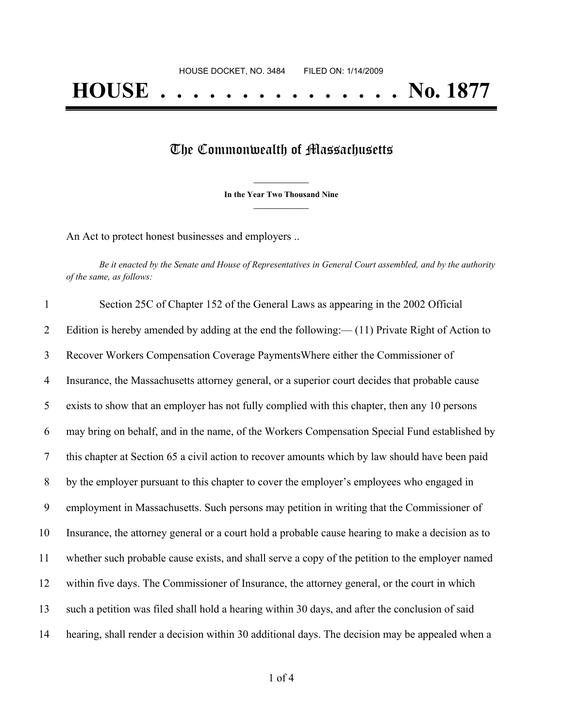HOUSE DOCKET, NO. 3484 FILED ON: 1/14/2009

# HOUSE . . . . . . . . . . . . . . . No. 1877

## The Commonwealth of Massachusetts

**In the Year Two Thousand Nine**

An Act to protect honest businesses and employers ..

*Be it enacted by the Senate and House of Representatives in General Court assembled, and by the authority of the same, as follows:*

1 Section 25C of Chapter 152 of the General Laws as appearing in the 2002 Official
2 Edition is hereby amended by adding at the end the following:— (11) Private Right of Action to
3 Recover Workers Compensation Coverage PaymentsWhere either the Commissioner of
4 Insurance, the Massachusetts attorney general, or a superior court decides that probable cause
5 exists to show that an employer has not fully complied with this chapter, then any 10 persons
6 may bring on behalf, and in the name, of the Workers Compensation Special Fund established by
7 this chapter at Section 65 a civil action to recover amounts which by law should have been paid
8 by the employer pursuant to this chapter to cover the employer's employees who engaged in
9 employment in Massachusetts. Such persons may petition in writing that the Commissioner of
10 Insurance, the attorney general or a court hold a probable cause hearing to make a decision as to
11 whether such probable cause exists, and shall serve a copy of the petition to the employer named
12 within five days. The Commissioner of Insurance, the attorney general, or the court in which
13 such a petition was filed shall hold a hearing within 30 days, and after the conclusion of said
14 hearing, shall render a decision within 30 additional days. The decision may be appealed when a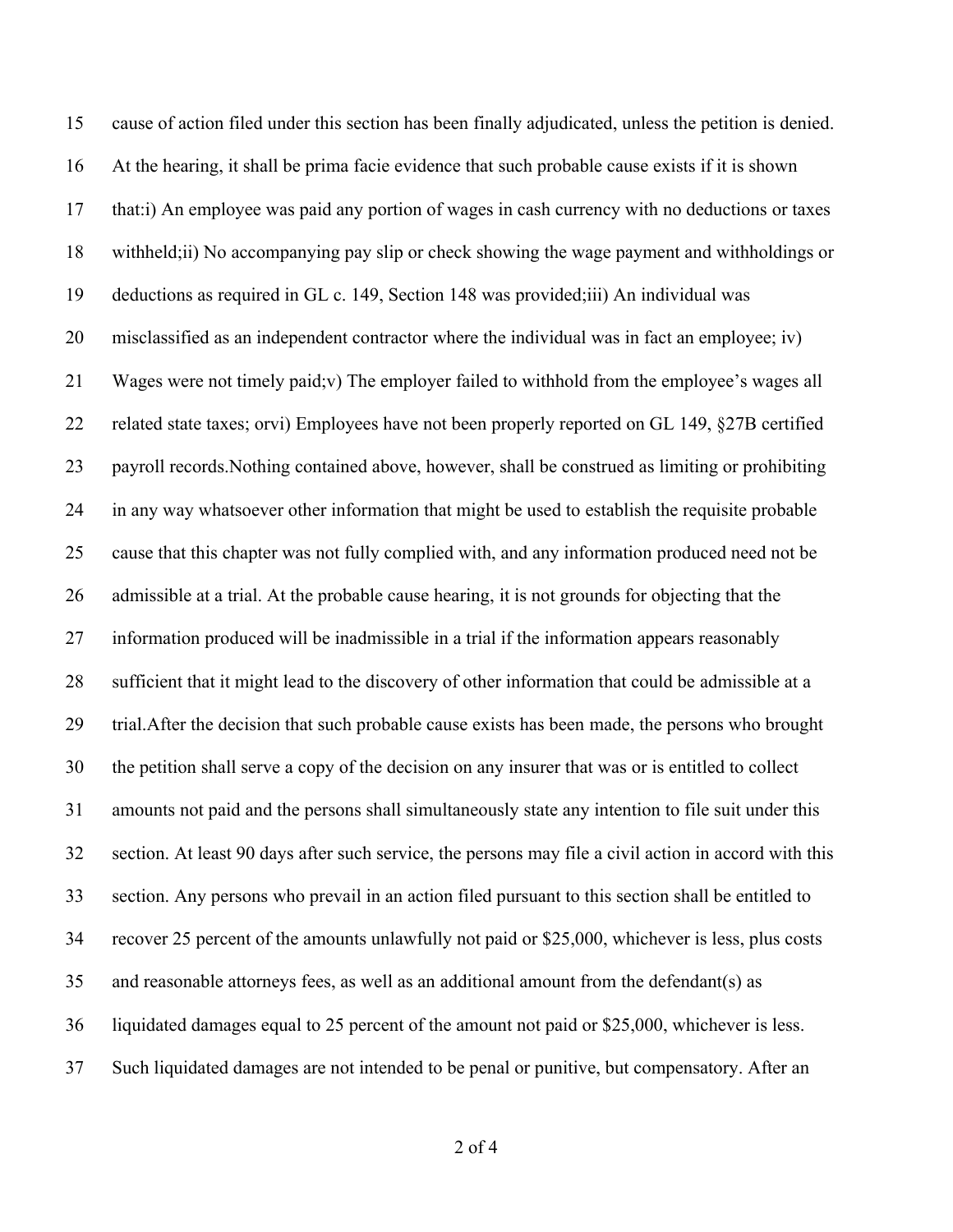cause of action filed under this section has been finally adjudicated, unless the petition is denied. At the hearing, it shall be prima facie evidence that such probable cause exists if it is shown that:i) An employee was paid any portion of wages in cash currency with no deductions or taxes withheld;ii) No accompanying pay slip or check showing the wage payment and withholdings or deductions as required in GL c. 149, Section 148 was provided;iii) An individual was misclassified as an independent contractor where the individual was in fact an employee; iv) Wages were not timely paid;v) The employer failed to withhold from the employee's wages all related state taxes; orvi) Employees have not been properly reported on GL 149, §27B certified payroll records.Nothing contained above, however, shall be construed as limiting or prohibiting in any way whatsoever other information that might be used to establish the requisite probable cause that this chapter was not fully complied with, and any information produced need not be admissible at a trial. At the probable cause hearing, it is not grounds for objecting that the information produced will be inadmissible in a trial if the information appears reasonably sufficient that it might lead to the discovery of other information that could be admissible at a trial.After the decision that such probable cause exists has been made, the persons who brought the petition shall serve a copy of the decision on any insurer that was or is entitled to collect amounts not paid and the persons shall simultaneously state any intention to file suit under this section. At least 90 days after such service, the persons may file a civil action in accord with this section. Any persons who prevail in an action filed pursuant to this section shall be entitled to recover 25 percent of the amounts unlawfully not paid or $25,000, whichever is less, plus costs and reasonable attorneys fees, as well as an additional amount from the defendant(s) as liquidated damages equal to 25 percent of the amount not paid or $25,000, whichever is less. Such liquidated damages are not intended to be penal or punitive, but compensatory. After an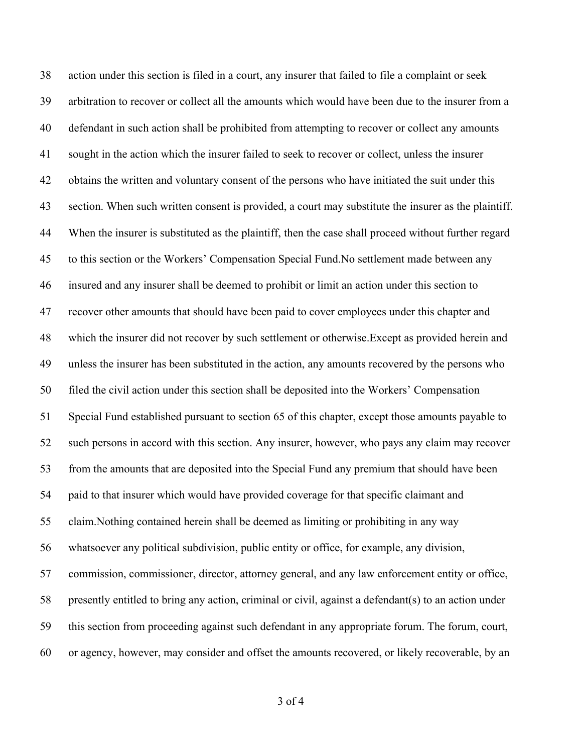38 action under this section is filed in a court, any insurer that failed to file a complaint or seek
39 arbitration to recover or collect all the amounts which would have been due to the insurer from a
40 defendant in such action shall be prohibited from attempting to recover or collect any amounts
41 sought in the action which the insurer failed to seek to recover or collect, unless the insurer
42 obtains the written and voluntary consent of the persons who have initiated the suit under this
43 section. When such written consent is provided, a court may substitute the insurer as the plaintiff.
44 When the insurer is substituted as the plaintiff, then the case shall proceed without further regard
45 to this section or the Workers' Compensation Special Fund.No settlement made between any
46 insured and any insurer shall be deemed to prohibit or limit an action under this section to
47 recover other amounts that should have been paid to cover employees under this chapter and
48 which the insurer did not recover by such settlement or otherwise.Except as provided herein and
49 unless the insurer has been substituted in the action, any amounts recovered by the persons who
50 filed the civil action under this section shall be deposited into the Workers' Compensation
51 Special Fund established pursuant to section 65 of this chapter, except those amounts payable to
52 such persons in accord with this section. Any insurer, however, who pays any claim may recover
53 from the amounts that are deposited into the Special Fund any premium that should have been
54 paid to that insurer which would have provided coverage for that specific claimant and
55 claim.Nothing contained herein shall be deemed as limiting or prohibiting in any way
56 whatsoever any political subdivision, public entity or office, for example, any division,
57 commission, commissioner, director, attorney general, and any law enforcement entity or office,
58 presently entitled to bring any action, criminal or civil, against a defendant(s) to an action under
59 this section from proceeding against such defendant in any appropriate forum. The forum, court,
60 or agency, however, may consider and offset the amounts recovered, or likely recoverable, by an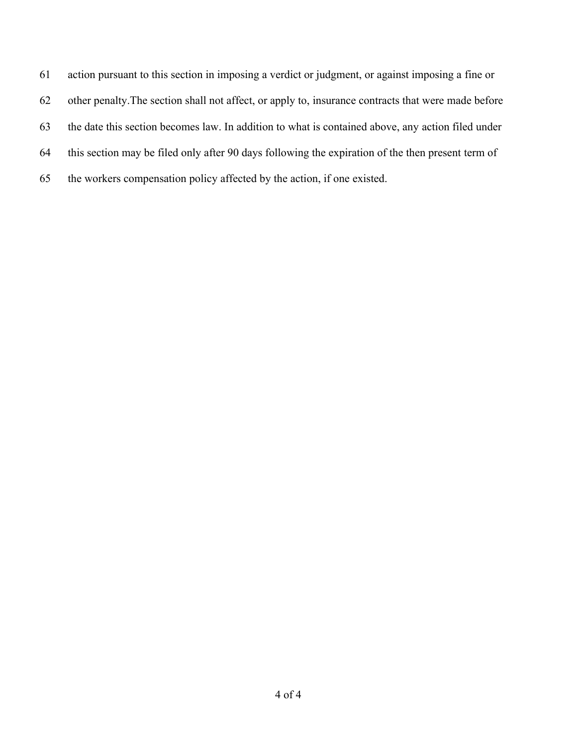action pursuant to this section in imposing a verdict or judgment, or against imposing a fine or other penalty.The section shall not affect, or apply to, insurance contracts that were made before the date this section becomes law. In addition to what is contained above, any action filed under this section may be filed only after 90 days following the expiration of the then present term of the workers compensation policy affected by the action, if one existed.